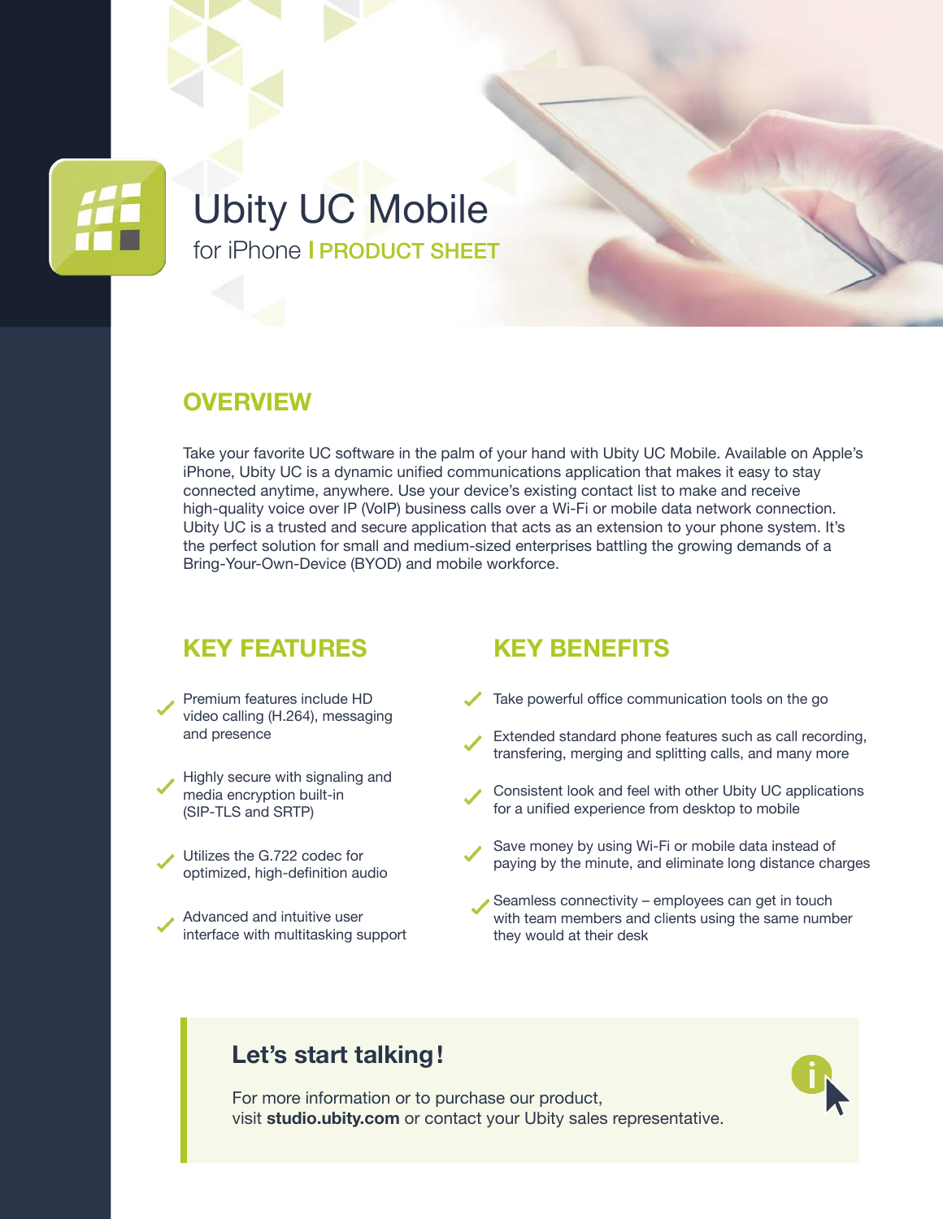# Ubity UC Mobile

for iPhone | **PRODUCT SHEET**

## OVERVIEW

Take your favorite UC software in the palm of your hand with Ubity UC Mobile. Available on Apple's iPhone, Ubity UC is a dynamic unified communications application that makes it easy to stay connected anytime, anywhere. Use your device's existing contact list to make and receive high-quality voice over IP (VoIP) business calls over a Wi-Fi or mobile data network connection. Ubity UC is a trusted and secure application that acts as an extension to your phone system. It's the perfect solution for small and medium-sized enterprises battling the growing demands of a Bring-Your-Own-Device (BYOD) and mobile workforce.

## KEY FEATURES

- Premium features include HD video calling (H.264), messaging and presence
- Highly secure with signaling and media encryption built-in (SIP-TLS and SRTP)
- Utilizes the G.722 codec for optimized, high-definition audio
- Advanced and intuitive user interface with multitasking support

## KEY BENEFITS

- Take powerful office communication tools on the go
- Extended standard phone features such as call recording, transfering, merging and splitting calls, and many more
- Consistent look and feel with other Ubity UC applications for a unified experience from desktop to mobile
- Save money by using Wi-Fi or mobile data instead of paying by the minute, and eliminate long distance charges
- Seamless connectivity – employees can get in touch with team members and clients using the same number they would at their desk

### Let's start talking!

For more information or to purchase our product, visit **studio.ubity.com** or contact your Ubity sales representative.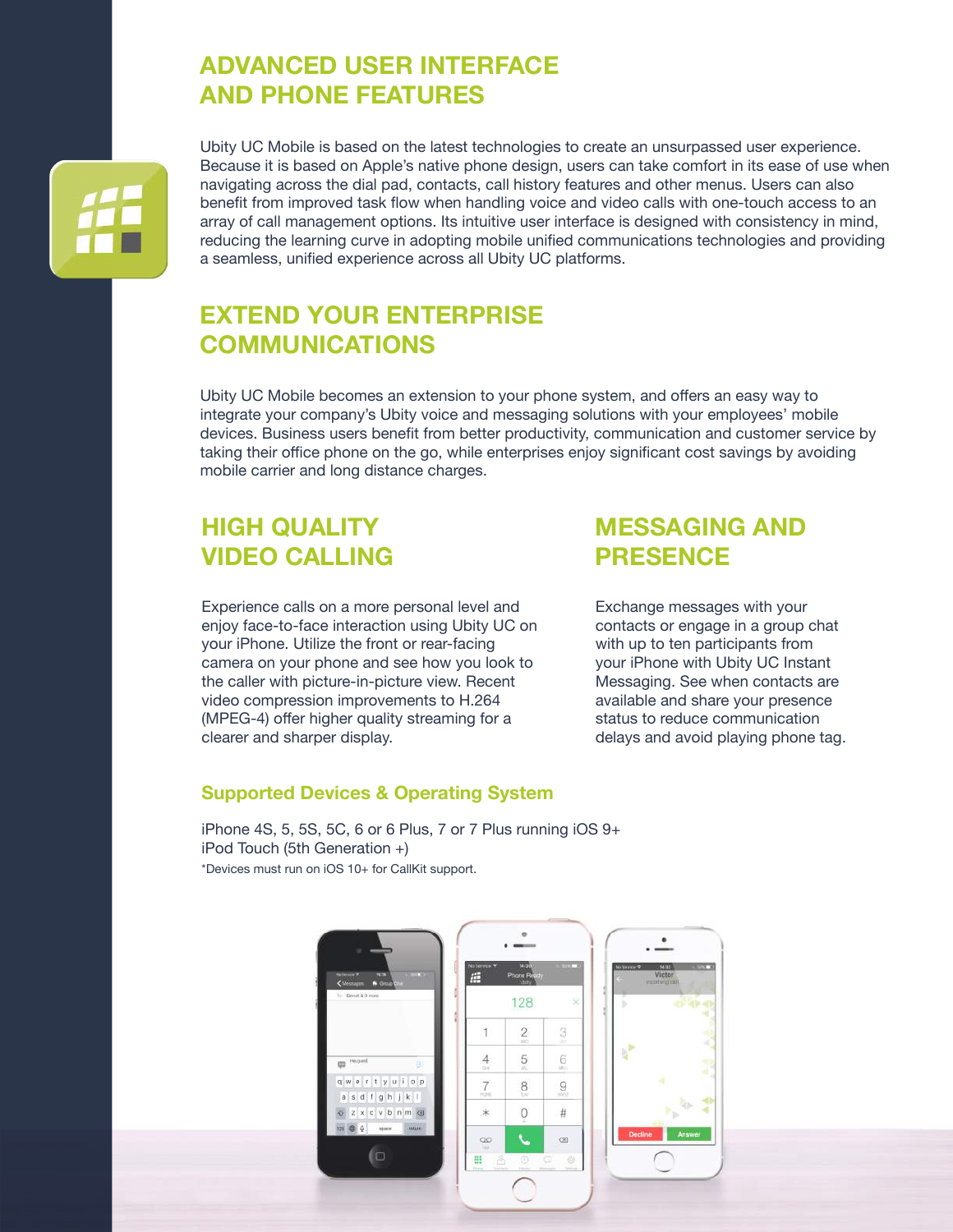## ADVANCED USER INTERFACE AND PHONE FEATURES

Ubity UC Mobile is based on the latest technologies to create an unsurpassed user experience. Because it is based on Apple's native phone design, users can take comfort in its ease of use when navigating across the dial pad, contacts, call history features and other menus. Users can also benefit from improved task flow when handling voice and video calls with one-touch access to an array of call management options. Its intuitive user interface is designed with consistency in mind, reducing the learning curve in adopting mobile unified communications technologies and providing a seamless, unified experience across all Ubity UC platforms.

## EXTEND YOUR ENTERPRISE COMMUNICATIONS

Ubity UC Mobile becomes an extension to your phone system, and offers an easy way to integrate your company's Ubity voice and messaging solutions with your employees' mobile devices. Business users benefit from better productivity, communication and customer service by taking their office phone on the go, while enterprises enjoy significant cost savings by avoiding mobile carrier and long distance charges.

## HIGH QUALITY VIDEO CALLING

Experience calls on a more personal level and enjoy face-to-face interaction using Ubity UC on your iPhone. Utilize the front or rear-facing camera on your phone and see how you look to the caller with picture-in-picture view. Recent video compression improvements to H.264 (MPEG-4) offer higher quality streaming for a clearer and sharper display.

## MESSAGING AND PRESENCE

Exchange messages with your contacts or engage in a group chat with up to ten participants from your iPhone with Ubity UC Instant Messaging. See when contacts are available and share your presence status to reduce communication delays and avoid playing phone tag.

### Supported Devices & Operating System

iPhone 4S, 5, 5S, 5C, 6 or 6 Plus, 7 or 7 Plus running iOS 9+
iPod Touch (5th Generation +)
*Devices must run on iOS 10+ for CallKit support.